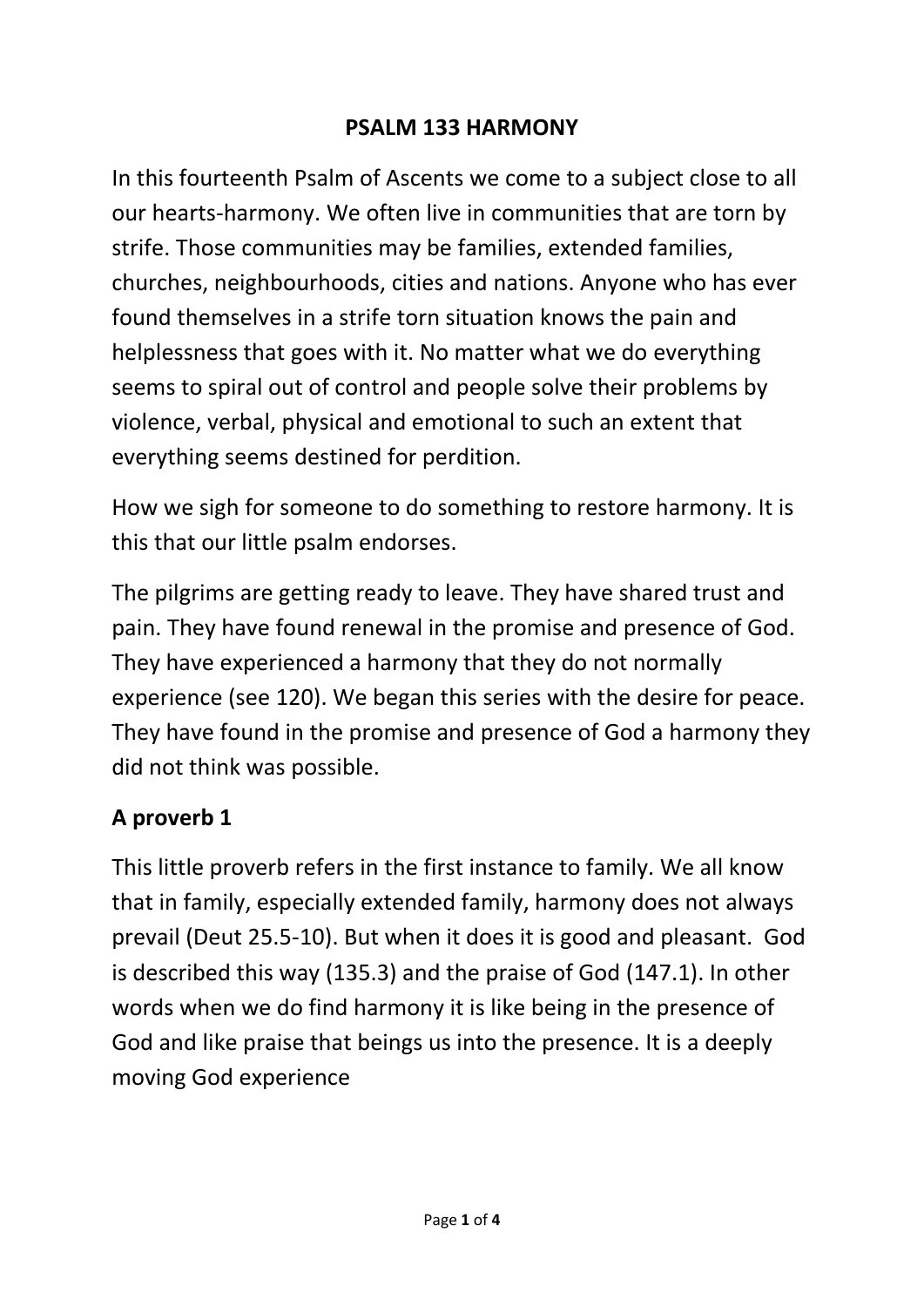# PSALM 133 HARMONY

In this fourteenth Psalm of Ascents we come to a subject close to all our hearts-harmony. We often live in communities that are torn by strife. Those communities may be families, extended families, churches, neighbourhoods, cities and nations. Anyone who has ever found themselves in a strife torn situation knows the pain and helplessness that goes with it. No matter what we do everything seems to spiral out of control and people solve their problems by violence, verbal, physical and emotional to such an extent that everything seems destined for perdition.

How we sigh for someone to do something to restore harmony. It is this that our little psalm endorses.

The pilgrims are getting ready to leave. They have shared trust and pain. They have found renewal in the promise and presence of God. They have experienced a harmony that they do not normally experience (see 120). We began this series with the desire for peace. They have found in the promise and presence of God a harmony they did not think was possible.

## A proverb 1

This little proverb refers in the first instance to family. We all know that in family, especially extended family, harmony does not always prevail (Deut 25.5-10). But when it does it is good and pleasant. God is described this way (135.3) and the praise of God (147.1). In other words when we do find harmony it is like being in the presence of God and like praise that beings us into the presence. It is a deeply moving God experience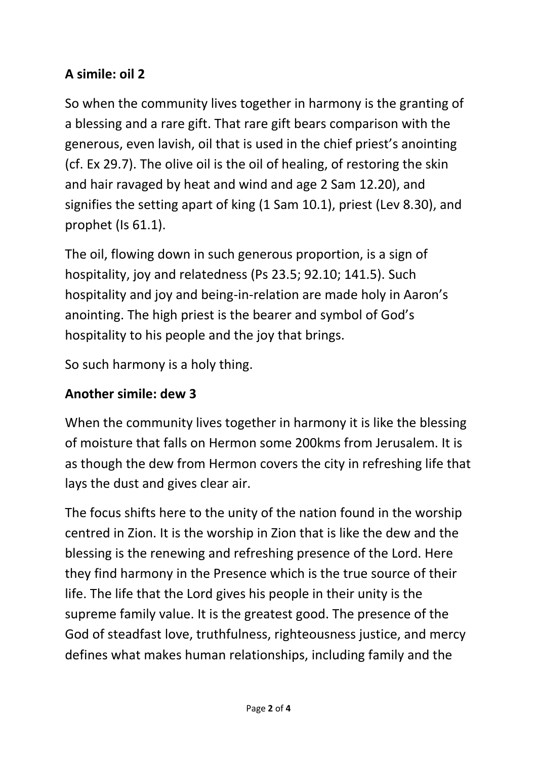**A simile: oil 2**

So when the community lives together in harmony is the granting of a blessing and a rare gift. That rare gift bears comparison with the generous, even lavish, oil that is used in the chief priest's anointing (cf. Ex 29.7). The olive oil is the oil of healing, of restoring the skin and hair ravaged by heat and wind and age 2 Sam 12.20), and signifies the setting apart of king (1 Sam 10.1), priest (Lev 8.30), and prophet (Is 61.1).

The oil, flowing down in such generous proportion, is a sign of hospitality, joy and relatedness (Ps 23.5; 92.10; 141.5). Such hospitality and joy and being-in-relation are made holy in Aaron's anointing. The high priest is the bearer and symbol of God's hospitality to his people and the joy that brings.

So such harmony is a holy thing.

**Another simile: dew 3**

When the community lives together in harmony it is like the blessing of moisture that falls on Hermon some 200kms from Jerusalem. It is as though the dew from Hermon covers the city in refreshing life that lays the dust and gives clear air.

The focus shifts here to the unity of the nation found in the worship centred in Zion. It is the worship in Zion that is like the dew and the blessing is the renewing and refreshing presence of the Lord. Here they find harmony in the Presence which is the true source of their life. The life that the Lord gives his people in their unity is the supreme family value. It is the greatest good. The presence of the God of steadfast love, truthfulness, righteousness justice, and mercy defines what makes human relationships, including family and the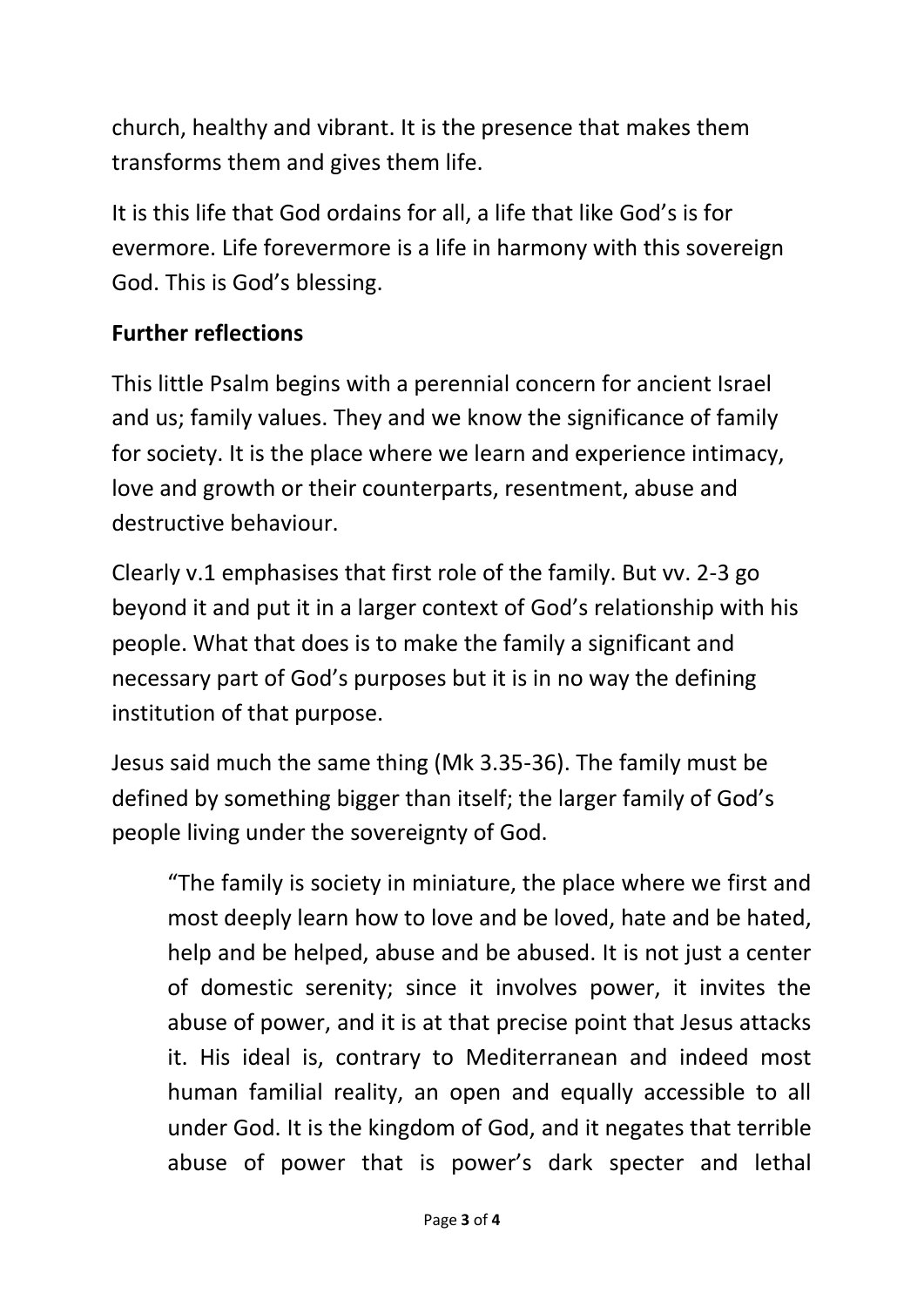church, healthy and vibrant. It is the presence that makes them transforms them and gives them life.

It is this life that God ordains for all, a life that like God's is for evermore. Life forevermore is a life in harmony with this sovereign God. This is God's blessing.

**Further reflections**

This little Psalm begins with a perennial concern for ancient Israel and us; family values. They and we know the significance of family for society. It is the place where we learn and experience intimacy, love and growth or their counterparts, resentment, abuse and destructive behaviour.

Clearly v.1 emphasises that first role of the family. But vv. 2-3 go beyond it and put it in a larger context of God's relationship with his people. What that does is to make the family a significant and necessary part of God's purposes but it is in no way the defining institution of that purpose.

Jesus said much the same thing (Mk 3.35-36). The family must be defined by something bigger than itself; the larger family of God's people living under the sovereignty of God.

> "The family is society in miniature, the place where we first and most deeply learn how to love and be loved, hate and be hated, help and be helped, abuse and be abused. It is not just a center of domestic serenity; since it involves power, it invites the abuse of power, and it is at that precise point that Jesus attacks it. His ideal is, contrary to Mediterranean and indeed most human familial reality, an open and equally accessible to all under God. It is the kingdom of God, and it negates that terrible abuse of power that is power's dark specter and lethal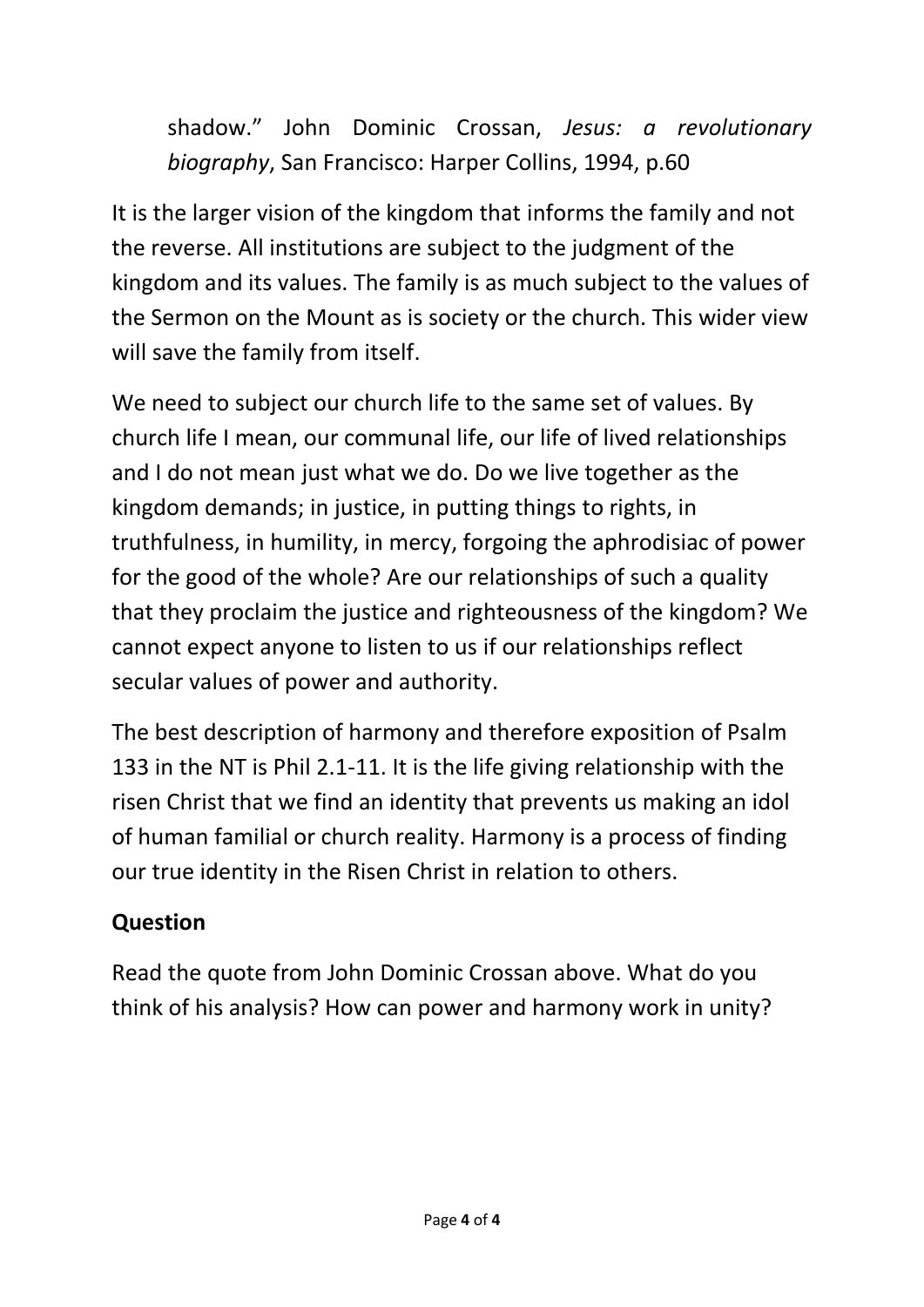shadow." John Dominic Crossan, *Jesus: a revolutionary biography*, San Francisco: Harper Collins, 1994, p.60

It is the larger vision of the kingdom that informs the family and not the reverse. All institutions are subject to the judgment of the kingdom and its values. The family is as much subject to the values of the Sermon on the Mount as is society or the church. This wider view will save the family from itself.

We need to subject our church life to the same set of values. By church life I mean, our communal life, our life of lived relationships and I do not mean just what we do. Do we live together as the kingdom demands; in justice, in putting things to rights, in truthfulness, in humility, in mercy, forgoing the aphrodisiac of power for the good of the whole? Are our relationships of such a quality that they proclaim the justice and righteousness of the kingdom? We cannot expect anyone to listen to us if our relationships reflect secular values of power and authority.

The best description of harmony and therefore exposition of Psalm 133 in the NT is Phil 2.1-11. It is the life giving relationship with the risen Christ that we find an identity that prevents us making an idol of human familial or church reality. Harmony is a process of finding our true identity in the Risen Christ in relation to others.

**Question**

Read the quote from John Dominic Crossan above. What do you think of his analysis? How can power and harmony work in unity?